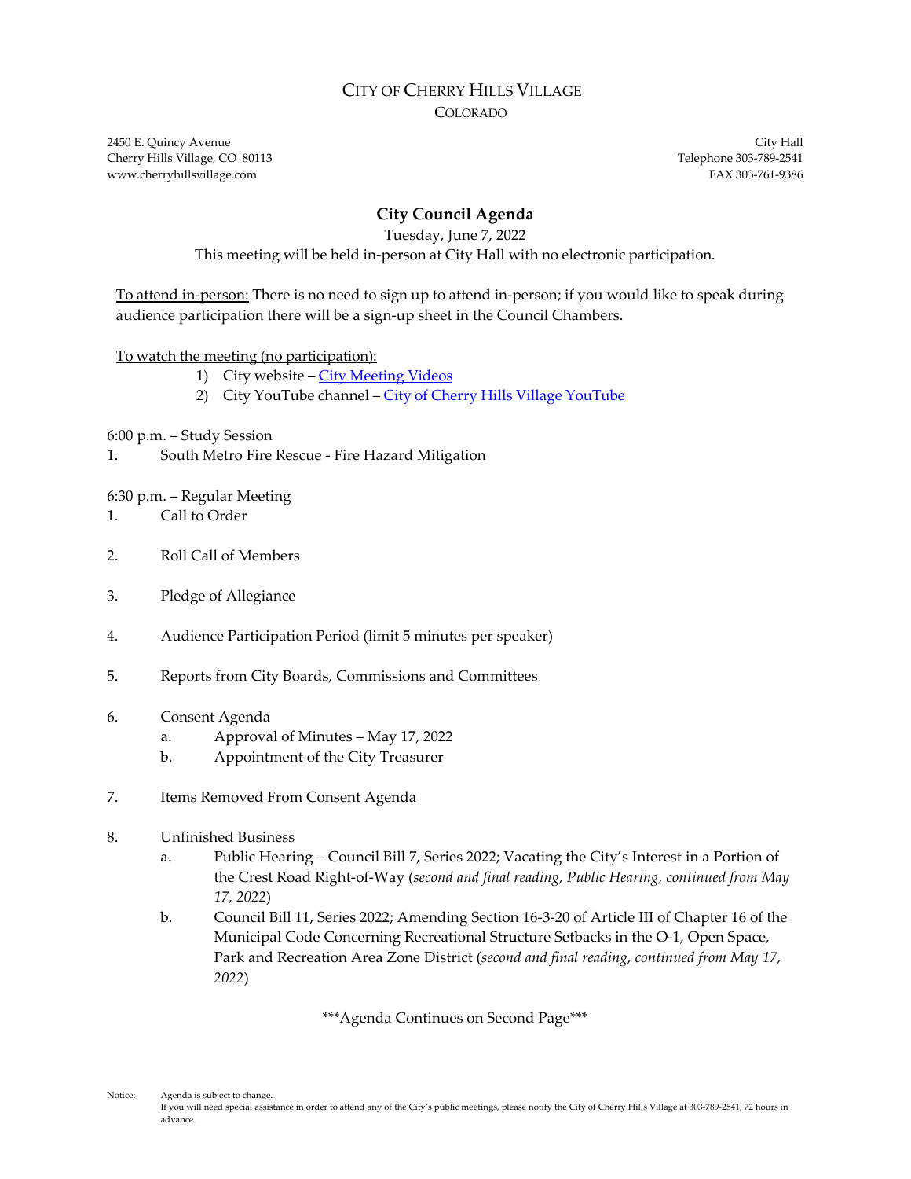# City of Cherry Hills Village

## Colorado

2450 E. Quincy Avenue
Cherry Hills Village, CO 80113
www.cherryhillsvillage.com

City Hall
Telephone 303-789-2541
FAX 303-761-9386

## City Council Agenda

Tuesday, June 7, 2022

This meeting will be held in-person at City Hall with no electronic participation.

To attend in-person: There is no need to sign up to attend in-person; if you would like to speak during audience participation there will be a sign-up sheet in the Council Chambers.

To watch the meeting (no participation):

1) City website – City Meeting Videos
2) City YouTube channel – City of Cherry Hills Village YouTube

6:00 p.m. – Study Session

1. South Metro Fire Rescue - Fire Hazard Mitigation

6:30 p.m. – Regular Meeting

1. Call to Order

2. Roll Call of Members

3. Pledge of Allegiance

4. Audience Participation Period (limit 5 minutes per speaker)

5. Reports from City Boards, Commissions and Committees

6. Consent Agenda
   a. Approval of Minutes – May 17, 2022
   b. Appointment of the City Treasurer

7. Items Removed From Consent Agenda

8. Unfinished Business
   a. Public Hearing – Council Bill 7, Series 2022; Vacating the City's Interest in a Portion of the Crest Road Right-of-Way (*second and final reading, Public Hearing, continued from May 17, 2022*)
   b. Council Bill 11, Series 2022; Amending Section 16-3-20 of Article III of Chapter 16 of the Municipal Code Concerning Recreational Structure Setbacks in the O-1, Open Space, Park and Recreation Area Zone District (*second and final reading, continued from May 17, 2022*)

\*\*\*Agenda Continues on Second Page\*\*\*

Notice: Agenda is subject to change.
If you will need special assistance in order to attend any of the City's public meetings, please notify the City of Cherry Hills Village at 303-789-2541, 72 hours in advance.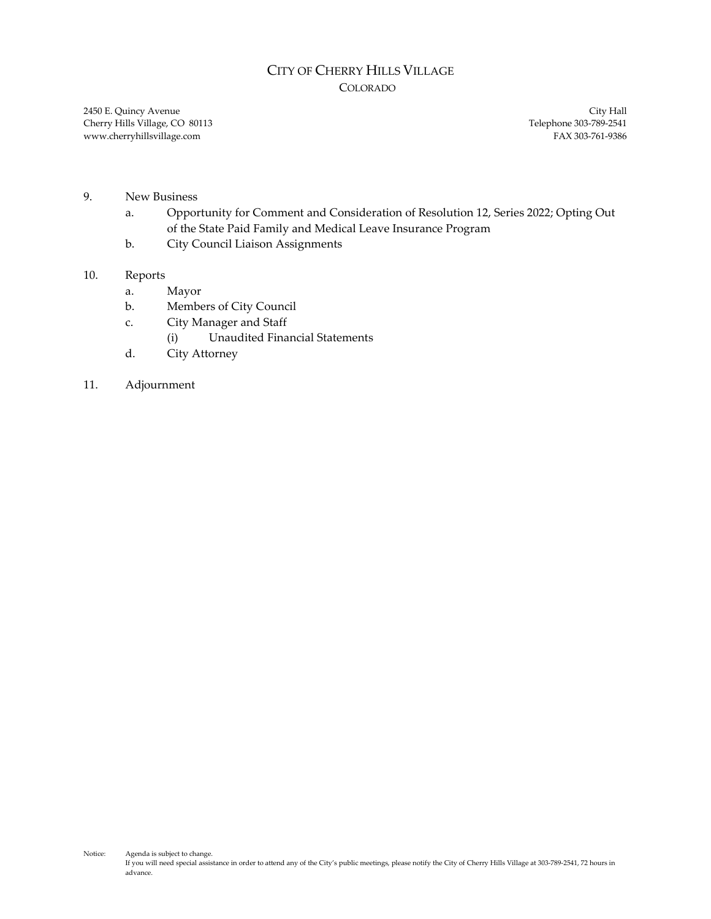# CITY OF CHERRY HILLS VILLAGE

## COLORADO

2450 E. Quincy Avenue
Cherry Hills Village, CO 80113
www.cherryhillsvillage.com

City Hall
Telephone 303-789-2541
FAX 303-761-9386

9. New Business
   a. Opportunity for Comment and Consideration of Resolution 12, Series 2022; Opting Out of the State Paid Family and Medical Leave Insurance Program
   b. City Council Liaison Assignments

10. Reports
    a. Mayor
    b. Members of City Council
    c. City Manager and Staff
       (i) Unaudited Financial Statements
    d. City Attorney

11. Adjournment

Notice: Agenda is subject to change.
If you will need special assistance in order to attend any of the City's public meetings, please notify the City of Cherry Hills Village at 303-789-2541, 72 hours in advance.